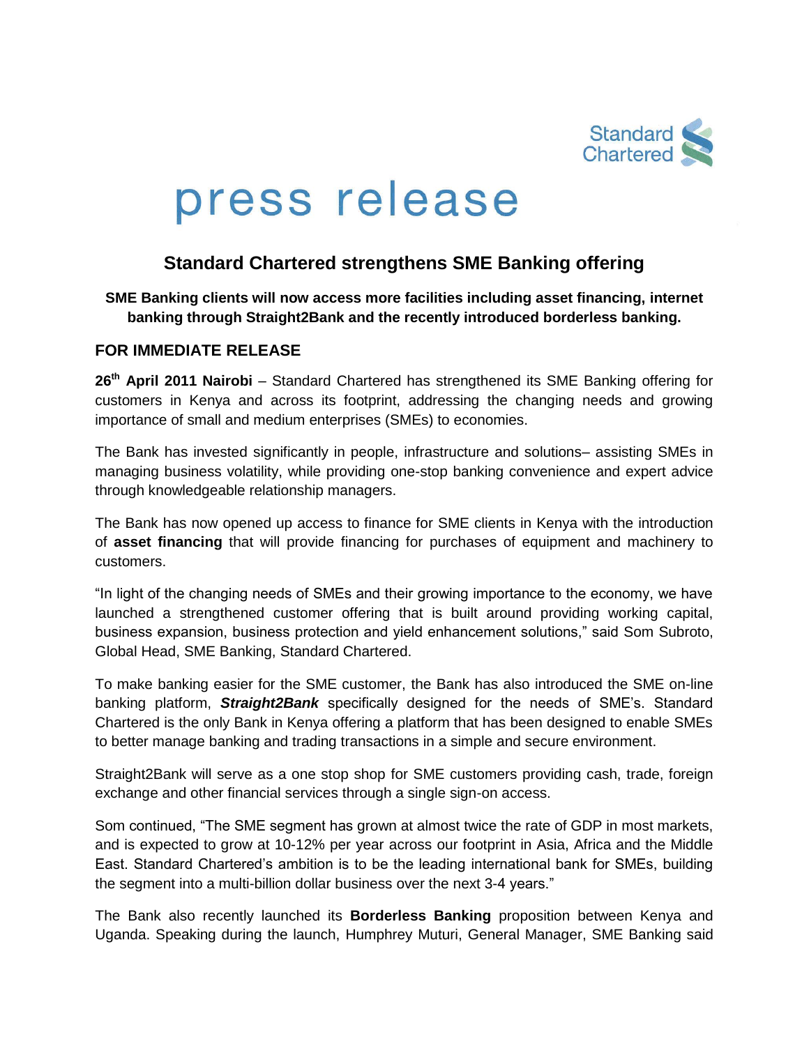# press release

## Standard Chartered strengthens SME Banking offering

**SME Banking clients will now access more facilities including asset financing, internet banking through Straight2Bank and the recently introduced borderless banking.**

### FOR IMMEDIATE RELEASE

**26th April 2011 Nairobi** – Standard Chartered has strengthened its SME Banking offering for customers in Kenya and across its footprint, addressing the changing needs and growing importance of small and medium enterprises (SMEs) to economies.

The Bank has invested significantly in people, infrastructure and solutions– assisting SMEs in managing business volatility, while providing one-stop banking convenience and expert advice through knowledgeable relationship managers.

The Bank has now opened up access to finance for SME clients in Kenya with the introduction of **asset financing** that will provide financing for purchases of equipment and machinery to customers.

"In light of the changing needs of SMEs and their growing importance to the economy, we have launched a strengthened customer offering that is built around providing working capital, business expansion, business protection and yield enhancement solutions," said Som Subroto, Global Head, SME Banking, Standard Chartered.

To make banking easier for the SME customer, the Bank has also introduced the SME on-line banking platform, ***Straight2Bank*** specifically designed for the needs of SME's. Standard Chartered is the only Bank in Kenya offering a platform that has been designed to enable SMEs to better manage banking and trading transactions in a simple and secure environment.

Straight2Bank will serve as a one stop shop for SME customers providing cash, trade, foreign exchange and other financial services through a single sign-on access.

Som continued, "The SME segment has grown at almost twice the rate of GDP in most markets, and is expected to grow at 10-12% per year across our footprint in Asia, Africa and the Middle East. Standard Chartered's ambition is to be the leading international bank for SMEs, building the segment into a multi-billion dollar business over the next 3-4 years."

The Bank also recently launched its **Borderless Banking** proposition between Kenya and Uganda. Speaking during the launch, Humphrey Muturi, General Manager, SME Banking said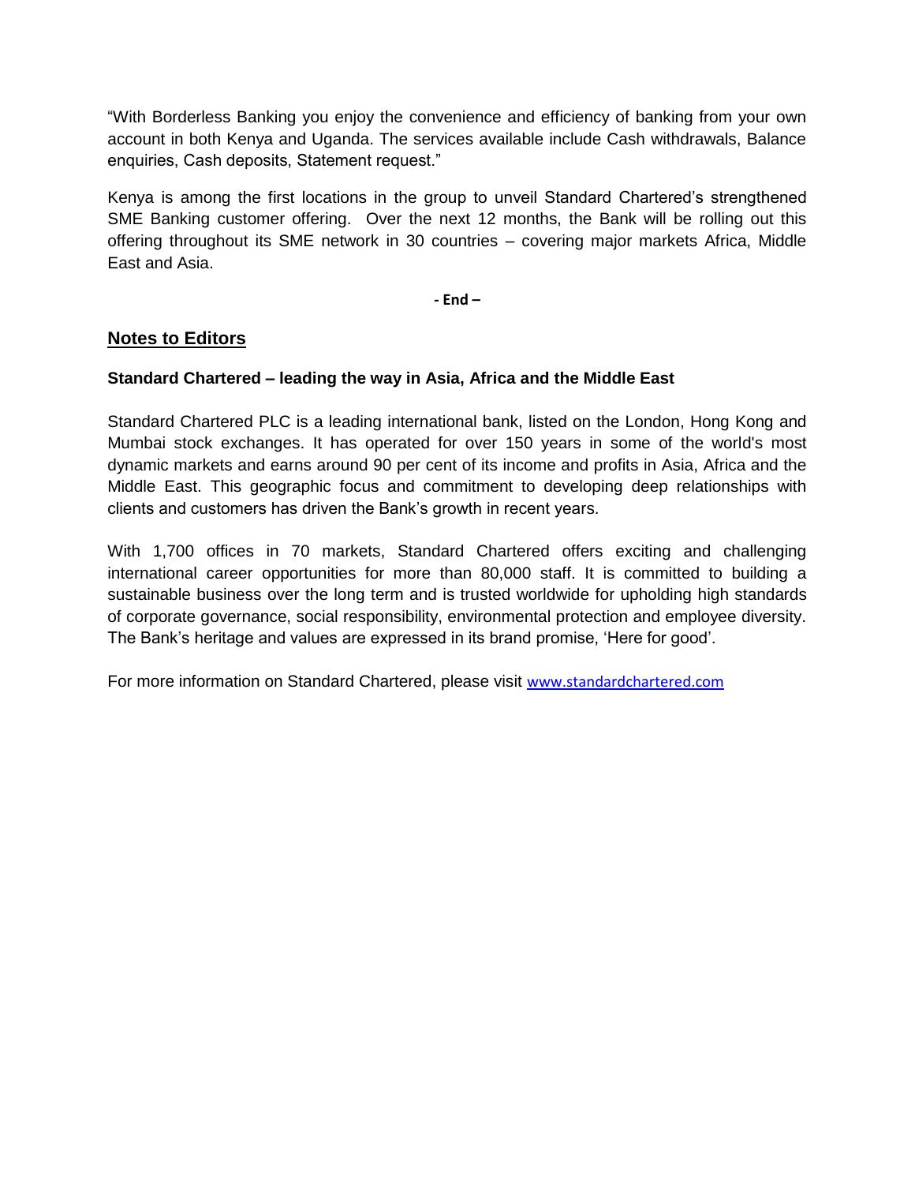"With Borderless Banking you enjoy the convenience and efficiency of banking from your own account in both Kenya and Uganda. The services available include Cash withdrawals, Balance enquiries, Cash deposits, Statement request."

Kenya is among the first locations in the group to unveil Standard Chartered's strengthened SME Banking customer offering. Over the next 12 months, the Bank will be rolling out this offering throughout its SME network in 30 countries – covering major markets Africa, Middle East and Asia.

**- End –**

## Notes to Editors

### Standard Chartered – leading the way in Asia, Africa and the Middle East

Standard Chartered PLC is a leading international bank, listed on the London, Hong Kong and Mumbai stock exchanges. It has operated for over 150 years in some of the world's most dynamic markets and earns around 90 per cent of its income and profits in Asia, Africa and the Middle East. This geographic focus and commitment to developing deep relationships with clients and customers has driven the Bank's growth in recent years.

With 1,700 offices in 70 markets, Standard Chartered offers exciting and challenging international career opportunities for more than 80,000 staff. It is committed to building a sustainable business over the long term and is trusted worldwide for upholding high standards of corporate governance, social responsibility, environmental protection and employee diversity. The Bank's heritage and values are expressed in its brand promise, 'Here for good'.

For more information on Standard Chartered, please visit www.standardchartered.com